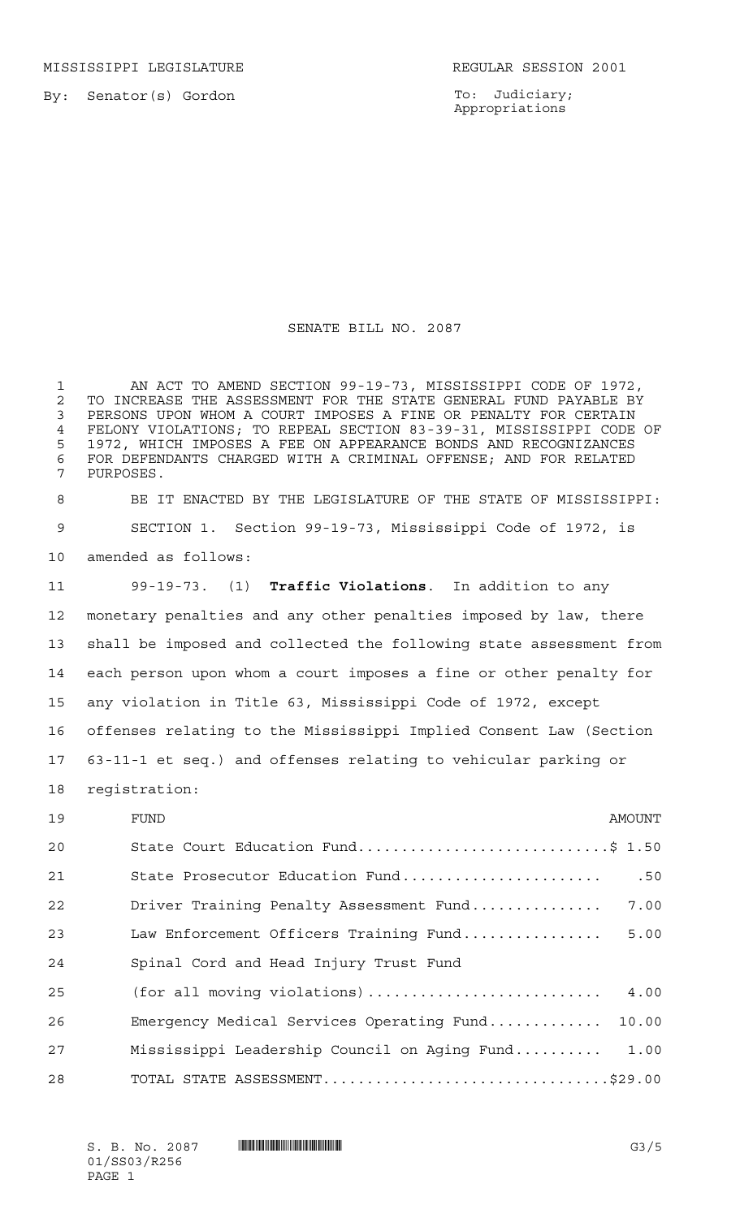MISSISSIPPI LEGISLATURE REGULAR SESSION 2001

By: Senator(s) Gordon

To: Judiciary; Appropriations

# SENATE BILL NO. 2087

AN ACT TO AMEND SECTION 99-19-73, MISSISSIPPI CODE OF 1972, TO INCREASE THE ASSESSMENT FOR THE STATE GENERAL FUND PAYABLE BY PERSONS UPON WHOM A COURT IMPOSES A FINE OR PENALTY FOR CERTAIN FELONY VIOLATIONS; TO REPEAL SECTION 83-39-31, MISSISSIPPI CODE OF 1972, WHICH IMPOSES A FEE ON APPEARANCE BONDS AND RECOGNIZANCES FOR DEFENDANTS CHARGED WITH A CRIMINAL OFFENSE; AND FOR RELATED PURPOSES.

BE IT ENACTED BY THE LEGISLATURE OF THE STATE OF MISSISSIPPI:

SECTION 1. Section 99-19-73, Mississippi Code of 1972, is amended as follows:

99-19-73. (1) **Traffic Violations**. In addition to any monetary penalties and any other penalties imposed by law, there shall be imposed and collected the following state assessment from each person upon whom a court imposes a fine or other penalty for any violation in Title 63, Mississippi Code of 1972, except offenses relating to the Mississippi Implied Consent Law (Section 63-11-1 et seq.) and offenses relating to vehicular parking or registration:

| FUND | AMOUNT |
|---|---|
| State Court Education Fund | $ 1.50 |
| State Prosecutor Education Fund | .50 |
| Driver Training Penalty Assessment Fund | 7.00 |
| Law Enforcement Officers Training Fund | 5.00 |
| Spinal Cord and Head Injury Trust Fund (for all moving violations) | 4.00 |
| Emergency Medical Services Operating Fund | 10.00 |
| Mississippi Leadership Council on Aging Fund | 1.00 |
| TOTAL STATE ASSESSMENT | $29.00 |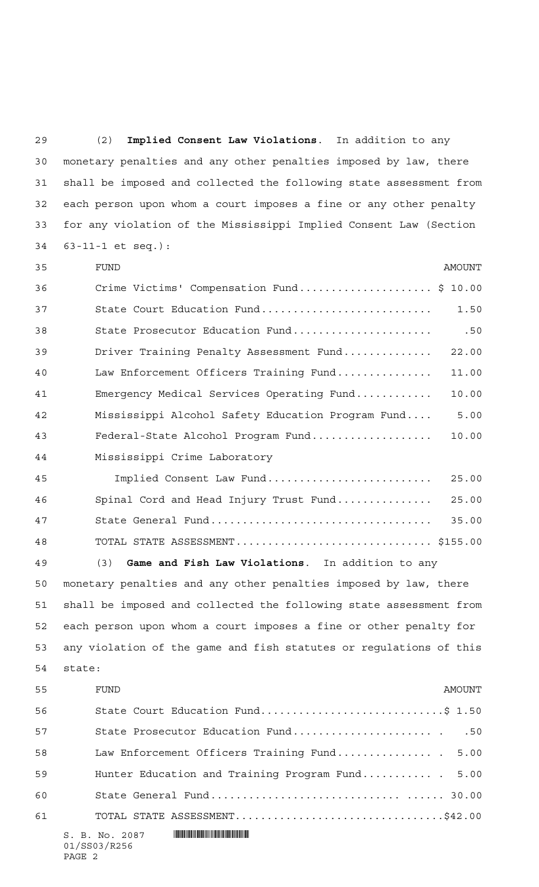(2) **Implied Consent Law Violations**. In addition to any monetary penalties and any other penalties imposed by law, there shall be imposed and collected the following state assessment from each person upon whom a court imposes a fine or any other penalty for any violation of the Mississippi Implied Consent Law (Section 63-11-1 et seq.):

| FUND | AMOUNT |
|---|---|
| Crime Victims' Compensation Fund | $ 10.00 |
| State Court Education Fund | 1.50 |
| State Prosecutor Education Fund | .50 |
| Driver Training Penalty Assessment Fund | 22.00 |
| Law Enforcement Officers Training Fund | 11.00 |
| Emergency Medical Services Operating Fund | 10.00 |
| Mississippi Alcohol Safety Education Program Fund | 5.00 |
| Federal-State Alcohol Program Fund | 10.00 |
| Mississippi Crime Laboratory Implied Consent Law Fund | 25.00 |
| Spinal Cord and Head Injury Trust Fund | 25.00 |
| State General Fund | 35.00 |
| TOTAL STATE ASSESSMENT | $155.00 |

(3) **Game and Fish Law Violations**. In addition to any monetary penalties and any other penalties imposed by law, there shall be imposed and collected the following state assessment from each person upon whom a court imposes a fine or other penalty for any violation of the game and fish statutes or regulations of this state:

| FUND | AMOUNT |
|---|---|
| State Court Education Fund | $ 1.50 |
| State Prosecutor Education Fund | .50 |
| Law Enforcement Officers Training Fund | 5.00 |
| Hunter Education and Training Program Fund | 5.00 |
| State General Fund | 30.00 |
| TOTAL STATE ASSESSMENT | $42.00 |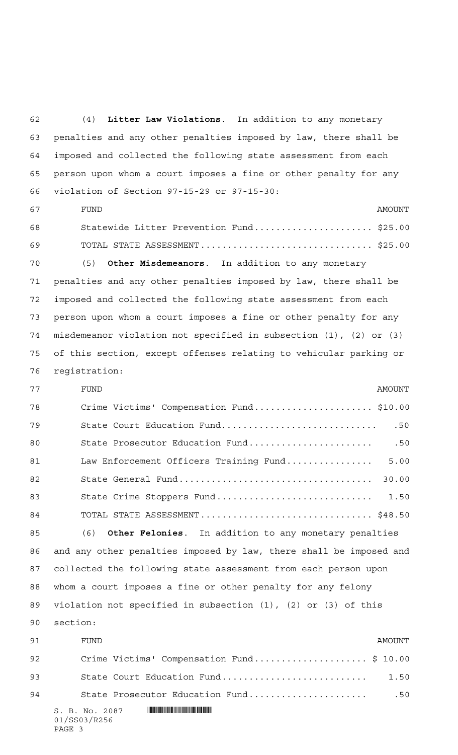(4) **Litter Law Violations**. In addition to any monetary penalties and any other penalties imposed by law, there shall be imposed and collected the following state assessment from each person upon whom a court imposes a fine or other penalty for any violation of Section 97-15-29 or 97-15-30:

| FUND | AMOUNT |
|---|---|
| Statewide Litter Prevention Fund | $25.00 |
| TOTAL STATE ASSESSMENT | $25.00 |

(5) **Other Misdemeanors**. In addition to any monetary penalties and any other penalties imposed by law, there shall be imposed and collected the following state assessment from each person upon whom a court imposes a fine or other penalty for any misdemeanor violation not specified in subsection (1), (2) or (3) of this section, except offenses relating to vehicular parking or registration:

| FUND | AMOUNT |
|---|---|
| Crime Victims' Compensation Fund | $10.00 |
| State Court Education Fund | .50 |
| State Prosecutor Education Fund | .50 |
| Law Enforcement Officers Training Fund | 5.00 |
| State General Fund | 30.00 |
| State Crime Stoppers Fund | 1.50 |
| TOTAL STATE ASSESSMENT | $48.50 |

(6) **Other Felonies**. In addition to any monetary penalties and any other penalties imposed by law, there shall be imposed and collected the following state assessment from each person upon whom a court imposes a fine or other penalty for any felony violation not specified in subsection (1), (2) or (3) of this section:

| FUND | AMOUNT |
|---|---|
| Crime Victims' Compensation Fund | $ 10.00 |
| State Court Education Fund | 1.50 |
| State Prosecutor Education Fund | .50 |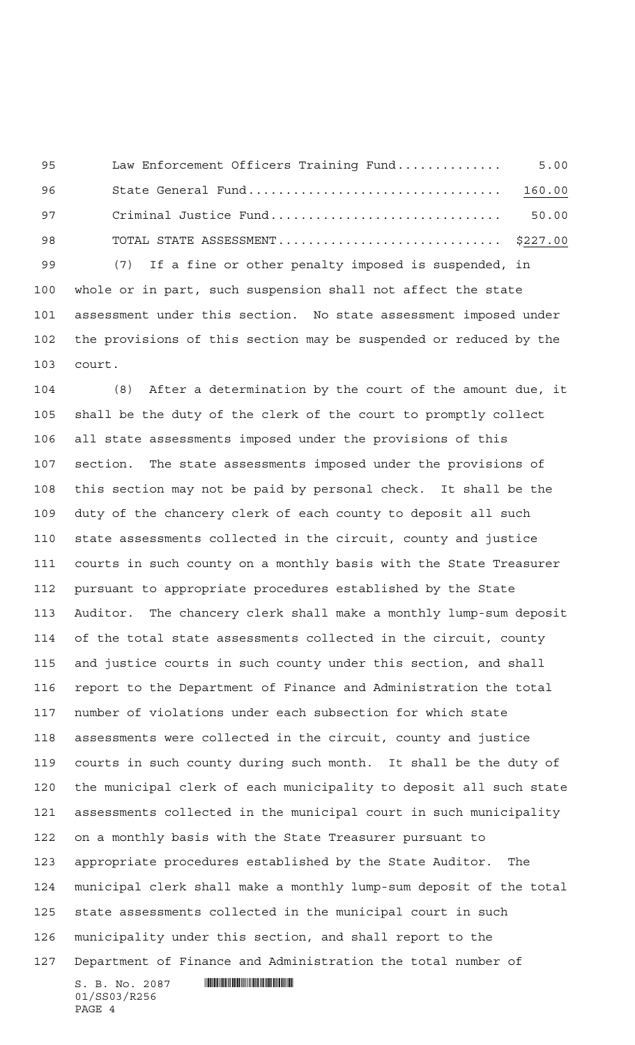| | |
|---|---|
| Law Enforcement Officers Training Fund............. | 5.00 |
| State General Fund................................. | 160.00 |
| Criminal Justice Fund.............................. | 50.00 |
| TOTAL STATE ASSESSMENT............................. | $227.00 |

(7) If a fine or other penalty imposed is suspended, in whole or in part, such suspension shall not affect the state assessment under this section. No state assessment imposed under the provisions of this section may be suspended or reduced by the court.

(8) After a determination by the court of the amount due, it shall be the duty of the clerk of the court to promptly collect all state assessments imposed under the provisions of this section. The state assessments imposed under the provisions of this section may not be paid by personal check. It shall be the duty of the chancery clerk of each county to deposit all such state assessments collected in the circuit, county and justice courts in such county on a monthly basis with the State Treasurer pursuant to appropriate procedures established by the State Auditor. The chancery clerk shall make a monthly lump-sum deposit of the total state assessments collected in the circuit, county and justice courts in such county under this section, and shall report to the Department of Finance and Administration the total number of violations under each subsection for which state assessments were collected in the circuit, county and justice courts in such county during such month. It shall be the duty of the municipal clerk of each municipality to deposit all such state assessments collected in the municipal court in such municipality on a monthly basis with the State Treasurer pursuant to appropriate procedures established by the State Auditor. The municipal clerk shall make a monthly lump-sum deposit of the total state assessments collected in the municipal court in such municipality under this section, and shall report to the Department of Finance and Administration the total number of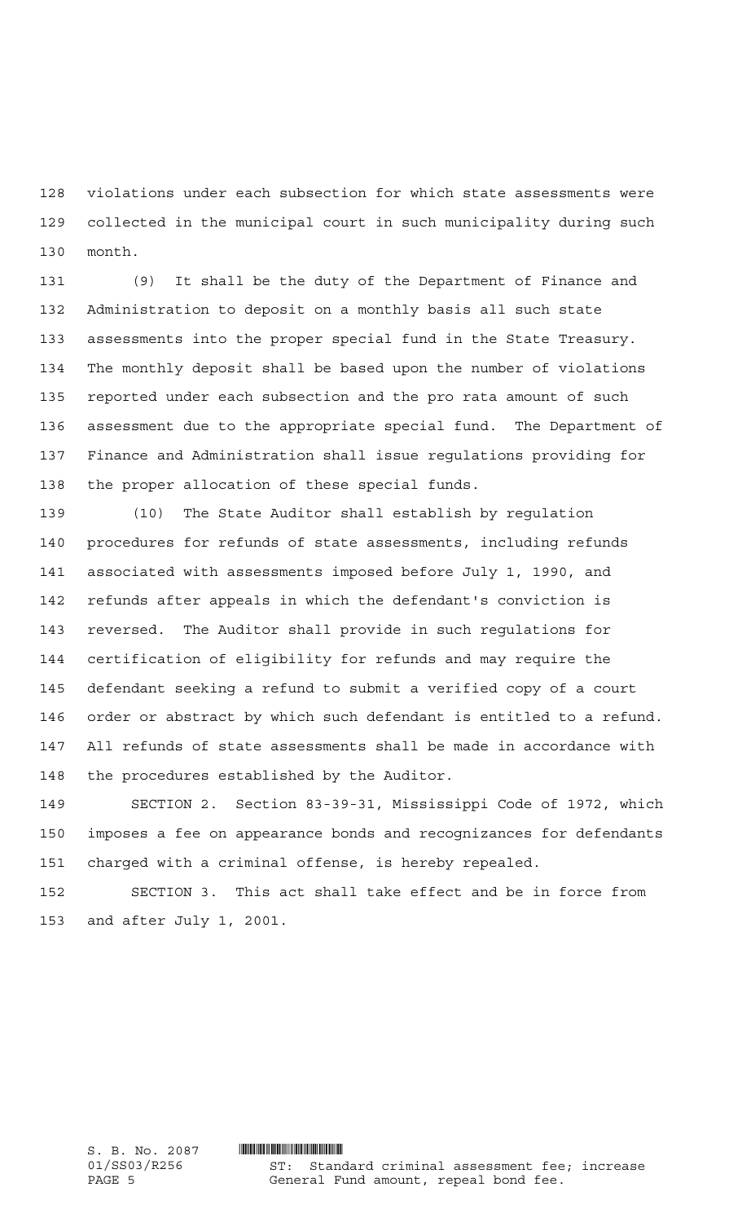violations under each subsection for which state assessments were collected in the municipal court in such municipality during such month.

(9) It shall be the duty of the Department of Finance and Administration to deposit on a monthly basis all such state assessments into the proper special fund in the State Treasury. The monthly deposit shall be based upon the number of violations reported under each subsection and the pro rata amount of such assessment due to the appropriate special fund. The Department of Finance and Administration shall issue regulations providing for the proper allocation of these special funds.

(10) The State Auditor shall establish by regulation procedures for refunds of state assessments, including refunds associated with assessments imposed before July 1, 1990, and refunds after appeals in which the defendant's conviction is reversed. The Auditor shall provide in such regulations for certification of eligibility for refunds and may require the defendant seeking a refund to submit a verified copy of a court order or abstract by which such defendant is entitled to a refund. All refunds of state assessments shall be made in accordance with the procedures established by the Auditor.

SECTION 2. Section 83-39-31, Mississippi Code of 1972, which imposes a fee on appearance bonds and recognizances for defendants charged with a criminal offense, is hereby repealed.

SECTION 3. This act shall take effect and be in force from and after July 1, 2001.